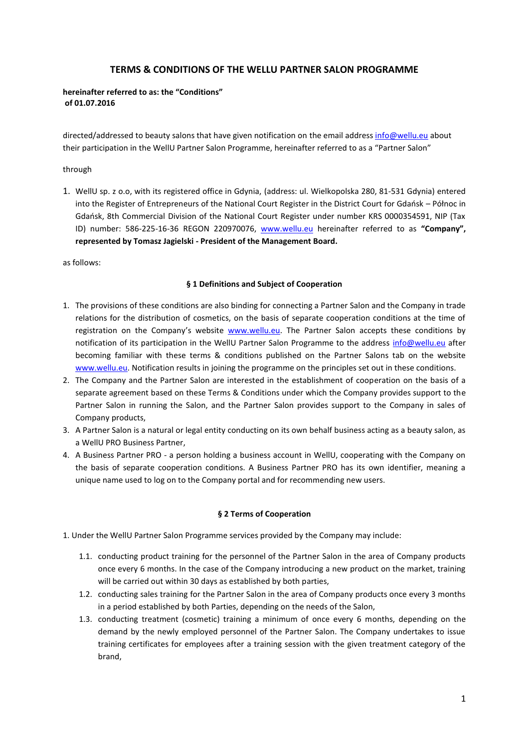# TERMS & CONDITIONS OF THE WELLU PARTNER SALON PROGRAMME

**hereinafter referred to as: the "Conditions" of 01.07.2016**

directed/addressed to beauty salons that have given notification on the email address info@wellu.eu about their participation in the WellU Partner Salon Programme, hereinafter referred to as a "Partner Salon"

through

1. WellU sp. z o.o, with its registered office in Gdynia, (address: ul. Wielkopolska 280, 81-531 Gdynia) entered into the Register of Entrepreneurs of the National Court Register in the District Court for Gdańsk – Północ in Gdańsk, 8th Commercial Division of the National Court Register under number KRS 0000354591, NIP (Tax ID) number: 586-225-16-36 REGON 220970076, www.wellu.eu hereinafter referred to as **"Company", represented by Tomasz Jagielski - President of the Management Board.**

as follows:

### § 1 Definitions and Subject of Cooperation

1. The provisions of these conditions are also binding for connecting a Partner Salon and the Company in trade relations for the distribution of cosmetics, on the basis of separate cooperation conditions at the time of registration on the Company's website www.wellu.eu. The Partner Salon accepts these conditions by notification of its participation in the WellU Partner Salon Programme to the address info@wellu.eu after becoming familiar with these terms & conditions published on the Partner Salons tab on the website www.wellu.eu. Notification results in joining the programme on the principles set out in these conditions.
2. The Company and the Partner Salon are interested in the establishment of cooperation on the basis of a separate agreement based on these Terms & Conditions under which the Company provides support to the Partner Salon in running the Salon, and the Partner Salon provides support to the Company in sales of Company products,
3. A Partner Salon is a natural or legal entity conducting on its own behalf business acting as a beauty salon, as a WellU PRO Business Partner,
4. A Business Partner PRO - a person holding a business account in WellU, cooperating with the Company on the basis of separate cooperation conditions. A Business Partner PRO has its own identifier, meaning a unique name used to log on to the Company portal and for recommending new users.

### § 2 Terms of Cooperation

1. Under the WellU Partner Salon Programme services provided by the Company may include:
   - 1.1. conducting product training for the personnel of the Partner Salon in the area of Company products once every 6 months. In the case of the Company introducing a new product on the market, training will be carried out within 30 days as established by both parties,
   - 1.2. conducting sales training for the Partner Salon in the area of Company products once every 3 months in a period established by both Parties, depending on the needs of the Salon,
   - 1.3. conducting treatment (cosmetic) training a minimum of once every 6 months, depending on the demand by the newly employed personnel of the Partner Salon. The Company undertakes to issue training certificates for employees after a training session with the given treatment category of the brand,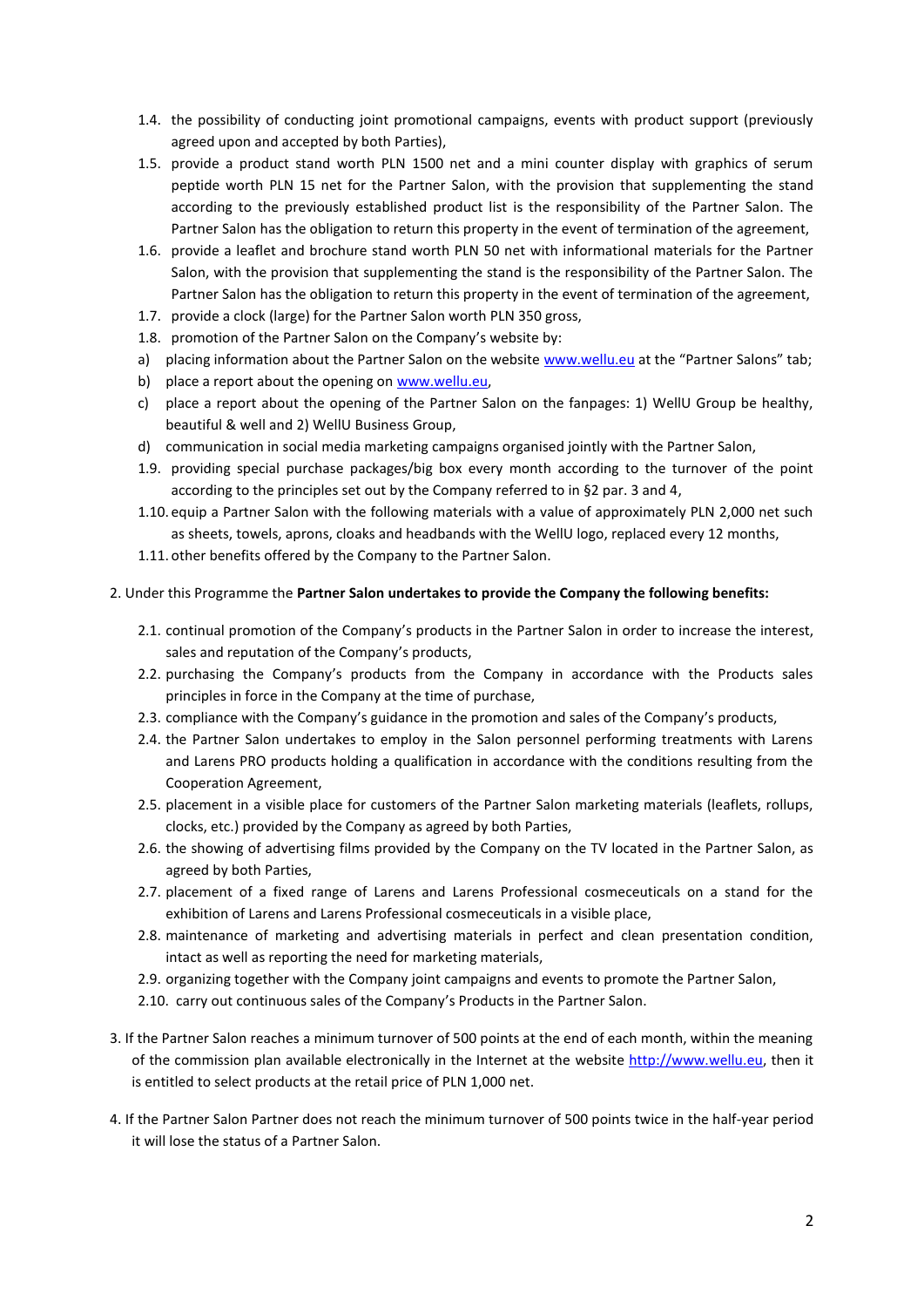1.4. the possibility of conducting joint promotional campaigns, events with product support (previously agreed upon and accepted by both Parties),

1.5. provide a product stand worth PLN 1500 net and a mini counter display with graphics of serum peptide worth PLN 15 net for the Partner Salon, with the provision that supplementing the stand according to the previously established product list is the responsibility of the Partner Salon. The Partner Salon has the obligation to return this property in the event of termination of the agreement,

1.6. provide a leaflet and brochure stand worth PLN 50 net with informational materials for the Partner Salon, with the provision that supplementing the stand is the responsibility of the Partner Salon. The Partner Salon has the obligation to return this property in the event of termination of the agreement,

1.7. provide a clock (large) for the Partner Salon worth PLN 350 gross,

1.8. promotion of the Partner Salon on the Company's website by:

a) placing information about the Partner Salon on the website www.wellu.eu at the "Partner Salons" tab;

b) place a report about the opening on www.wellu.eu,

c) place a report about the opening of the Partner Salon on the fanpages: 1) WellU Group be healthy, beautiful & well and 2) WellU Business Group,

d) communication in social media marketing campaigns organised jointly with the Partner Salon,

1.9. providing special purchase packages/big box every month according to the turnover of the point according to the principles set out by the Company referred to in §2 par. 3 and 4,

1.10. equip a Partner Salon with the following materials with a value of approximately PLN 2,000 net such as sheets, towels, aprons, cloaks and headbands with the WellU logo, replaced every 12 months,

1.11. other benefits offered by the Company to the Partner Salon.

2. Under this Programme the **Partner Salon undertakes to provide the Company the following benefits:**

2.1. continual promotion of the Company's products in the Partner Salon in order to increase the interest, sales and reputation of the Company's products,

2.2. purchasing the Company's products from the Company in accordance with the Products sales principles in force in the Company at the time of purchase,

2.3. compliance with the Company's guidance in the promotion and sales of the Company's products,

2.4. the Partner Salon undertakes to employ in the Salon personnel performing treatments with Larens and Larens PRO products holding a qualification in accordance with the conditions resulting from the Cooperation Agreement,

2.5. placement in a visible place for customers of the Partner Salon marketing materials (leaflets, rollups, clocks, etc.) provided by the Company as agreed by both Parties,

2.6. the showing of advertising films provided by the Company on the TV located in the Partner Salon, as agreed by both Parties,

2.7. placement of a fixed range of Larens and Larens Professional cosmeceuticals on a stand for the exhibition of Larens and Larens Professional cosmeceuticals in a visible place,

2.8. maintenance of marketing and advertising materials in perfect and clean presentation condition, intact as well as reporting the need for marketing materials,

2.9. organizing together with the Company joint campaigns and events to promote the Partner Salon,

2.10. carry out continuous sales of the Company's Products in the Partner Salon.

3. If the Partner Salon reaches a minimum turnover of 500 points at the end of each month, within the meaning of the commission plan available electronically in the Internet at the website http://www.wellu.eu, then it is entitled to select products at the retail price of PLN 1,000 net.

4. If the Partner Salon Partner does not reach the minimum turnover of 500 points twice in the half-year period it will lose the status of a Partner Salon.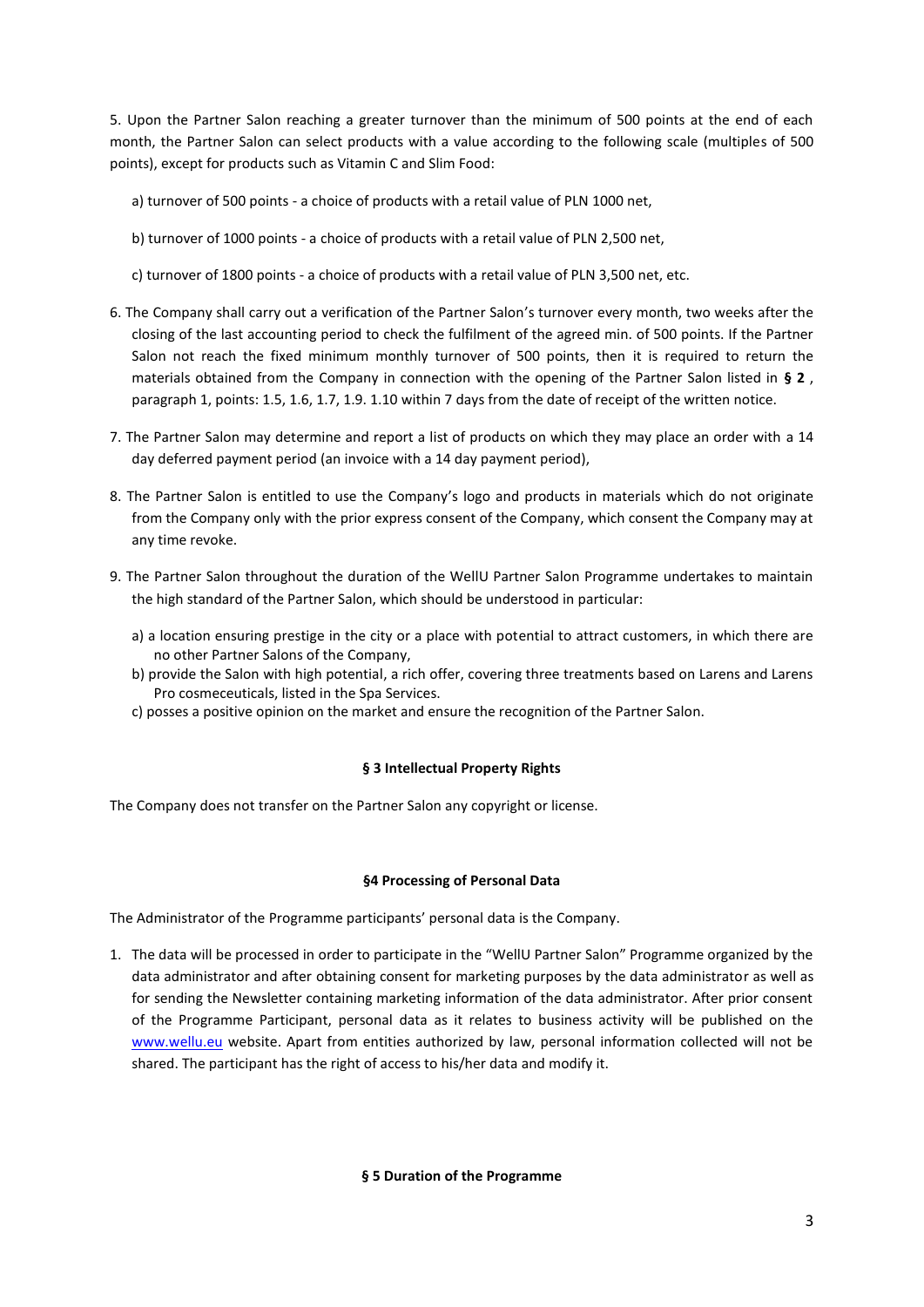5. Upon the Partner Salon reaching a greater turnover than the minimum of 500 points at the end of each month, the Partner Salon can select products with a value according to the following scale (multiples of 500 points), except for products such as Vitamin C and Slim Food:

   a) turnover of 500 points - a choice of products with a retail value of PLN 1000 net,

   b) turnover of 1000 points - a choice of products with a retail value of PLN 2,500 net,

   c) turnover of 1800 points - a choice of products with a retail value of PLN 3,500 net, etc.

6. The Company shall carry out a verification of the Partner Salon's turnover every month, two weeks after the closing of the last accounting period to check the fulfilment of the agreed min. of 500 points. If the Partner Salon not reach the fixed minimum monthly turnover of 500 points, then it is required to return the materials obtained from the Company in connection with the opening of the Partner Salon listed in **§ 2** , paragraph 1, points: 1.5, 1.6, 1.7, 1.9. 1.10 within 7 days from the date of receipt of the written notice.

7. The Partner Salon may determine and report a list of products on which they may place an order with a 14 day deferred payment period (an invoice with a 14 day payment period),

8. The Partner Salon is entitled to use the Company's logo and products in materials which do not originate from the Company only with the prior express consent of the Company, which consent the Company may at any time revoke.

9. The Partner Salon throughout the duration of the WellU Partner Salon Programme undertakes to maintain the high standard of the Partner Salon, which should be understood in particular:

   a) a location ensuring prestige in the city or a place with potential to attract customers, in which there are no other Partner Salons of the Company,
   b) provide the Salon with high potential, a rich offer, covering three treatments based on Larens and Larens Pro cosmeceuticals, listed in the Spa Services.
   c) posses a positive opinion on the market and ensure the recognition of the Partner Salon.

## § 3 Intellectual Property Rights

The Company does not transfer on the Partner Salon any copyright or license.

## §4 Processing of Personal Data

The Administrator of the Programme participants' personal data is the Company.

1. The data will be processed in order to participate in the "WellU Partner Salon" Programme organized by the data administrator and after obtaining consent for marketing purposes by the data administrator as well as for sending the Newsletter containing marketing information of the data administrator. After prior consent of the Programme Participant, personal data as it relates to business activity will be published on the www.wellu.eu website. Apart from entities authorized by law, personal information collected will not be shared. The participant has the right of access to his/her data and modify it.

## § 5 Duration of the Programme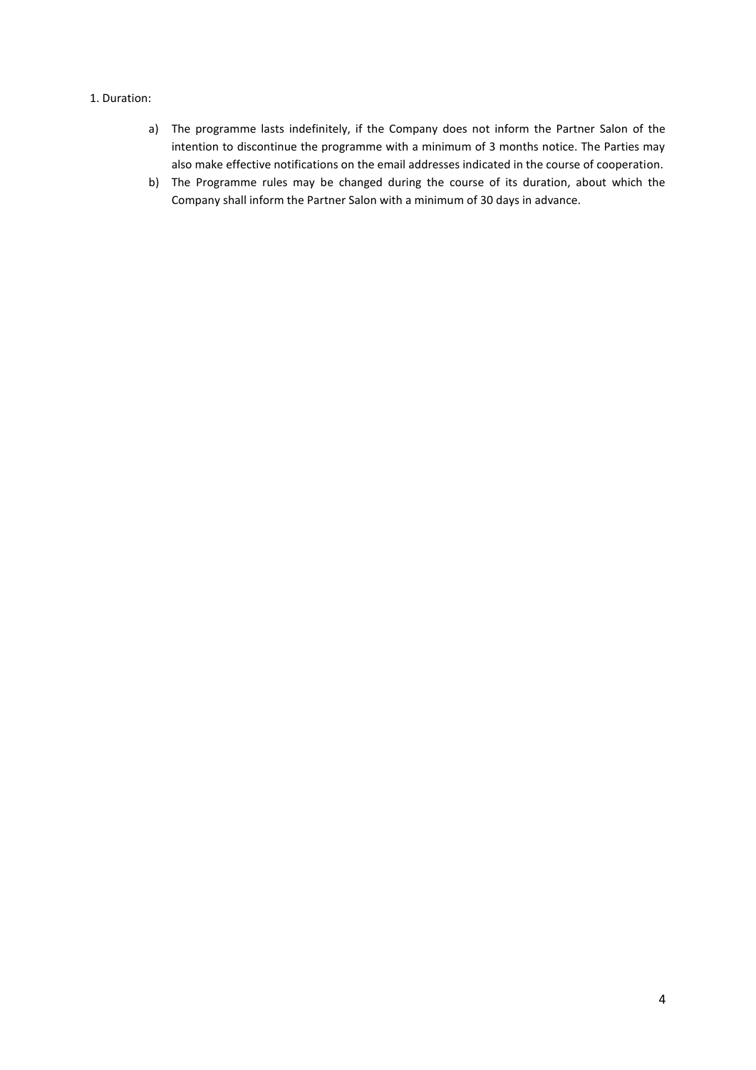1. Duration:

a) The programme lasts indefinitely, if the Company does not inform the Partner Salon of the intention to discontinue the programme with a minimum of 3 months notice. The Parties may also make effective notifications on the email addresses indicated in the course of cooperation.

b) The Programme rules may be changed during the course of its duration, about which the Company shall inform the Partner Salon with a minimum of 30 days in advance.